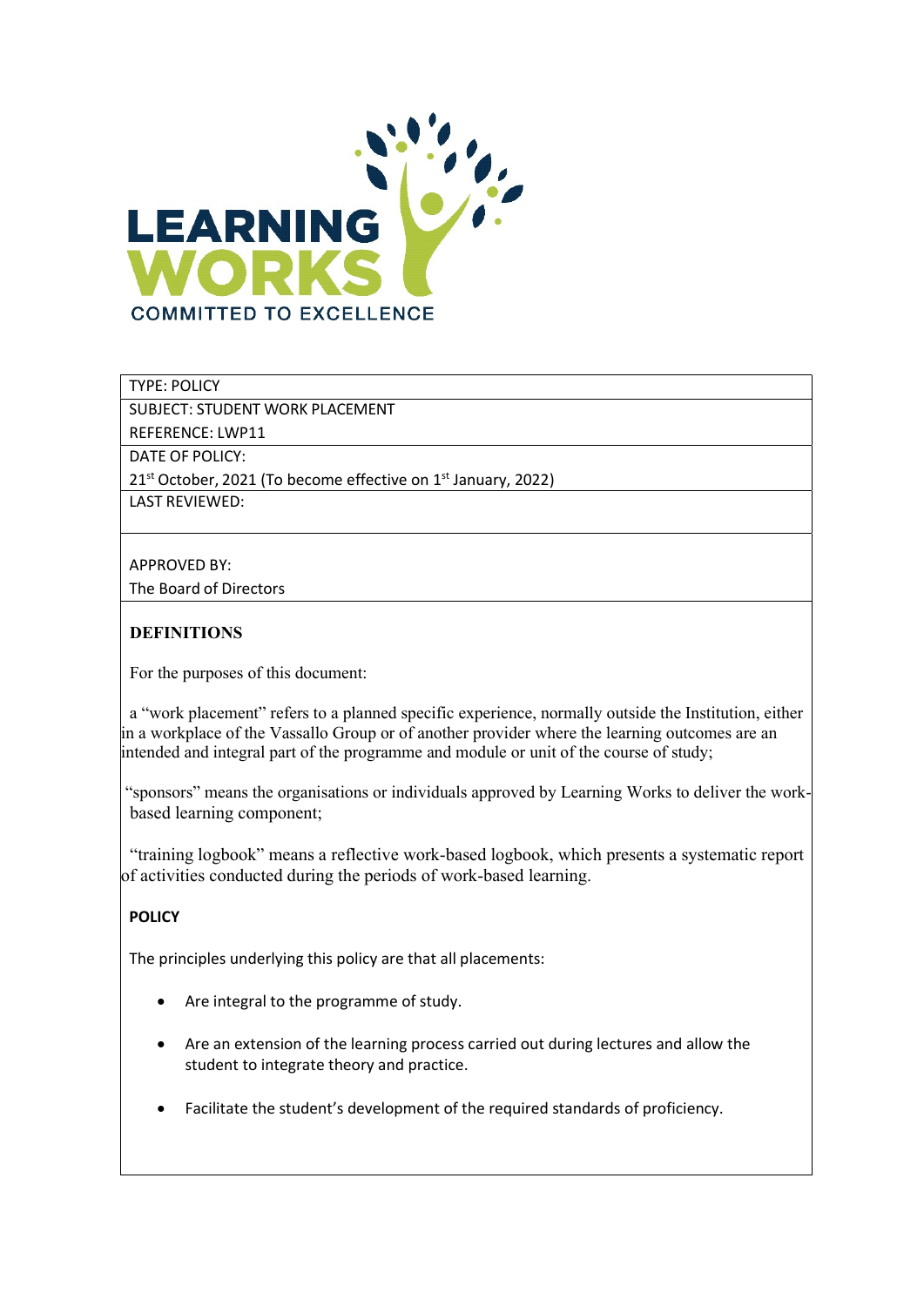LEARNING WORKS

COMMITTED TO EXCELLENCE

| TYPE: POLICY |
|---|
| SUBJECT: STUDENT WORK PLACEMENT<br>REFERENCE: LWP11 |
| DATE OF POLICY:<br>21st October, 2021 (To become effective on 1st January, 2022) |
| LAST REVIEWED: |
| APPROVED BY:<br>The Board of Directors |

## DEFINITIONS

For the purposes of this document:

a "work placement" refers to a planned specific experience, normally outside the Institution, either in a workplace of the Vassallo Group or of another provider where the learning outcomes are an intended and integral part of the programme and module or unit of the course of study;

"sponsors" means the organisations or individuals approved by Learning Works to deliver the work-based learning component;

"training logbook" means a reflective work-based logbook, which presents a systematic report of activities conducted during the periods of work-based learning.

## POLICY

The principles underlying this policy are that all placements:

- Are integral to the programme of study.
- Are an extension of the learning process carried out during lectures and allow the student to integrate theory and practice.
- Facilitate the student's development of the required standards of proficiency.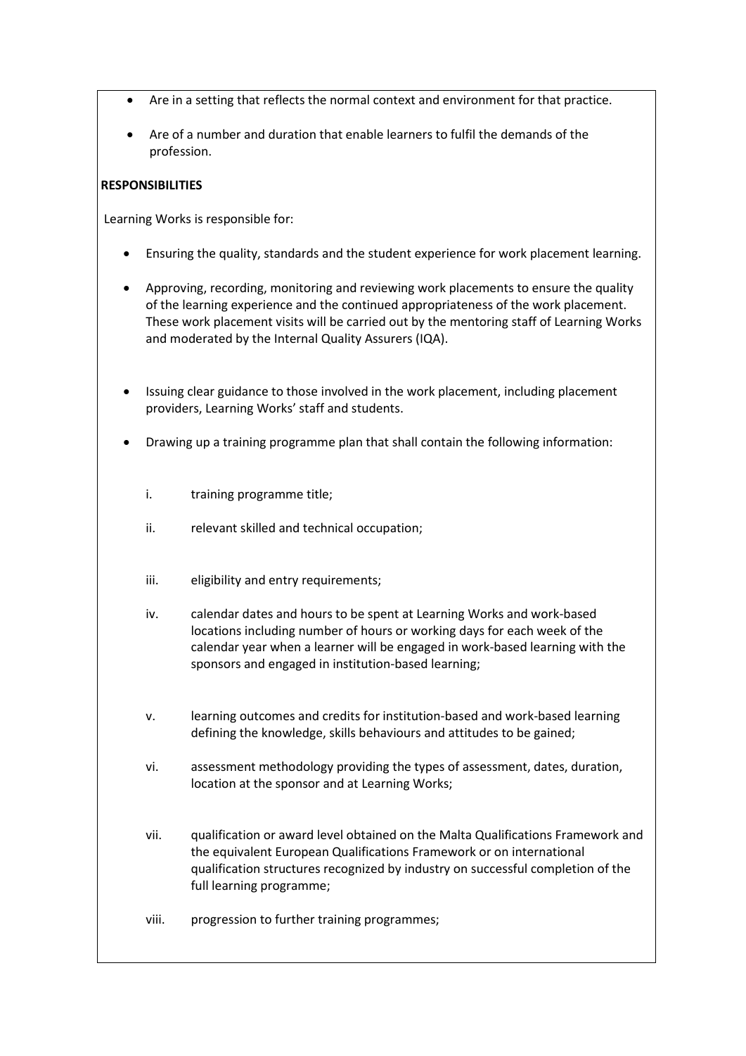- Are in a setting that reflects the normal context and environment for that practice.
- Are of a number and duration that enable learners to fulfil the demands of the profession.

**RESPONSIBILITIES**

Learning Works is responsible for:

- Ensuring the quality, standards and the student experience for work placement learning.
- Approving, recording, monitoring and reviewing work placements to ensure the quality of the learning experience and the continued appropriateness of the work placement. These work placement visits will be carried out by the mentoring staff of Learning Works and moderated by the Internal Quality Assurers (IQA).
- Issuing clear guidance to those involved in the work placement, including placement providers, Learning Works' staff and students.
- Drawing up a training programme plan that shall contain the following information:

    i. training programme title;

    ii. relevant skilled and technical occupation;

    iii. eligibility and entry requirements;

    iv. calendar dates and hours to be spent at Learning Works and work-based locations including number of hours or working days for each week of the calendar year when a learner will be engaged in work-based learning with the sponsors and engaged in institution-based learning;

    v. learning outcomes and credits for institution-based and work-based learning defining the knowledge, skills behaviours and attitudes to be gained;

    vi. assessment methodology providing the types of assessment, dates, duration, location at the sponsor and at Learning Works;

    vii. qualification or award level obtained on the Malta Qualifications Framework and the equivalent European Qualifications Framework or on international qualification structures recognized by industry on successful completion of the full learning programme;

    viii. progression to further training programmes;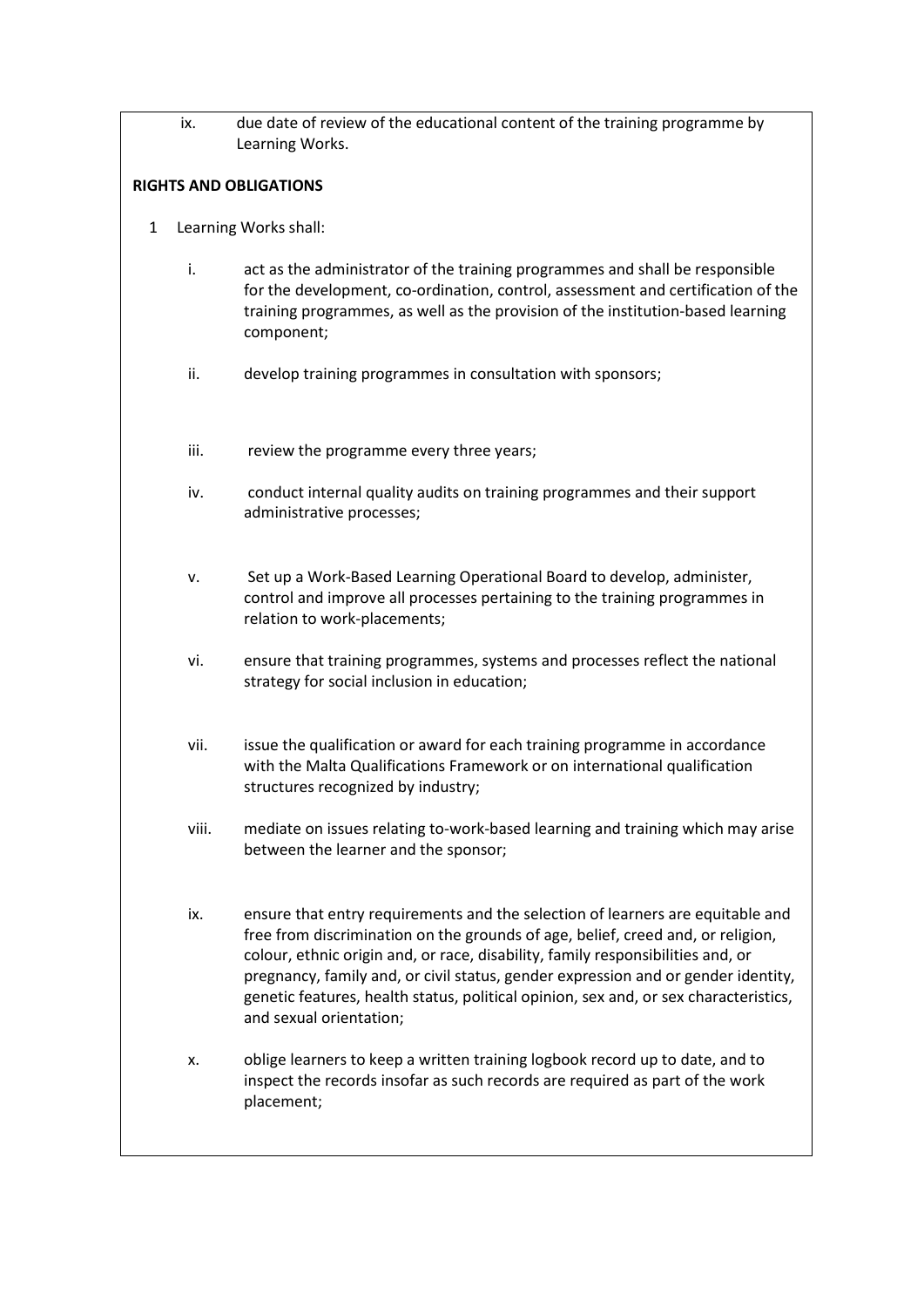ix. due date of review of the educational content of the training programme by Learning Works.

**RIGHTS AND OBLIGATIONS**

1 Learning Works shall:

i. act as the administrator of the training programmes and shall be responsible for the development, co-ordination, control, assessment and certification of the training programmes, as well as the provision of the institution-based learning component;

ii. develop training programmes in consultation with sponsors;

iii. review the programme every three years;

iv. conduct internal quality audits on training programmes and their support administrative processes;

v. Set up a Work-Based Learning Operational Board to develop, administer, control and improve all processes pertaining to the training programmes in relation to work-placements;

vi. ensure that training programmes, systems and processes reflect the national strategy for social inclusion in education;

vii. issue the qualification or award for each training programme in accordance with the Malta Qualifications Framework or on international qualification structures recognized by industry;

viii. mediate on issues relating to-work-based learning and training which may arise between the learner and the sponsor;

ix. ensure that entry requirements and the selection of learners are equitable and free from discrimination on the grounds of age, belief, creed and, or religion, colour, ethnic origin and, or race, disability, family responsibilities and, or pregnancy, family and, or civil status, gender expression and or gender identity, genetic features, health status, political opinion, sex and, or sex characteristics, and sexual orientation;

x. oblige learners to keep a written training logbook record up to date, and to inspect the records insofar as such records are required as part of the work placement;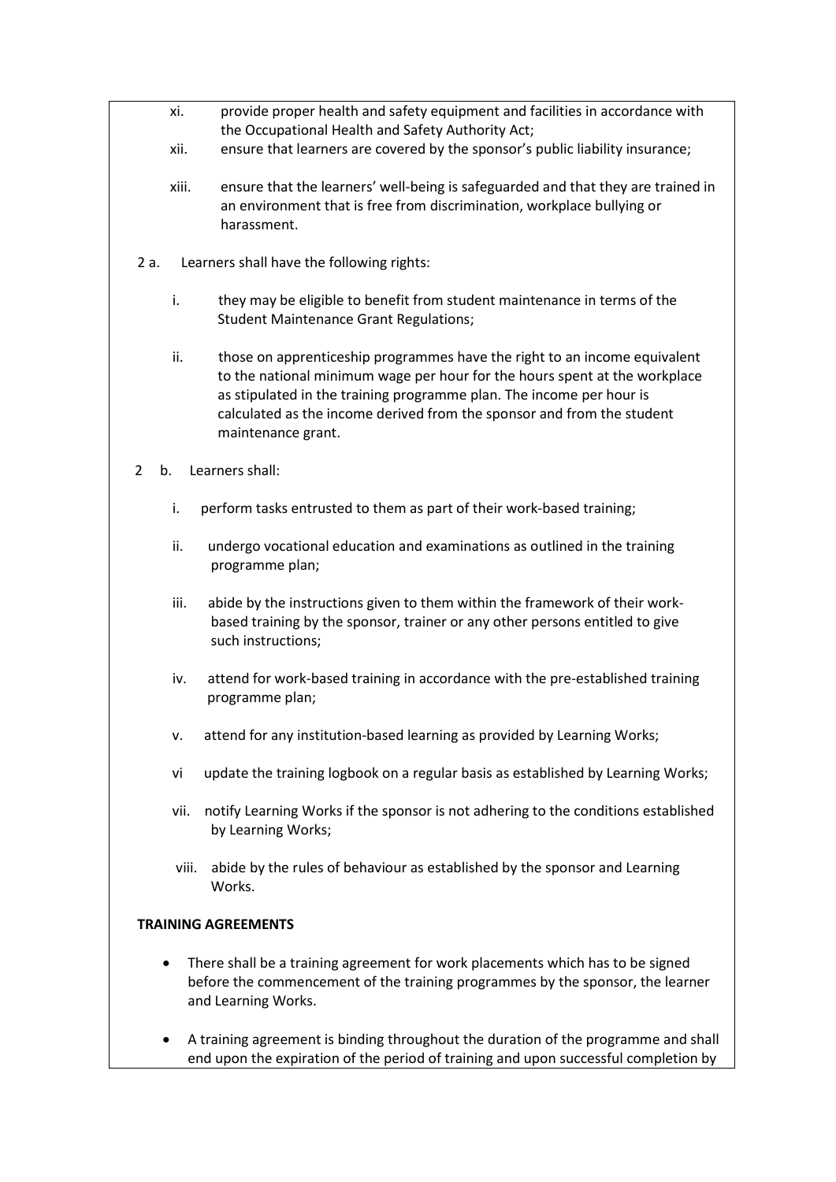xi. provide proper health and safety equipment and facilities in accordance with the Occupational Health and Safety Authority Act;

xii. ensure that learners are covered by the sponsor's public liability insurance;

xiii. ensure that the learners' well-being is safeguarded and that they are trained in an environment that is free from discrimination, workplace bullying or harassment.

2 a. Learners shall have the following rights:

i. they may be eligible to benefit from student maintenance in terms of the Student Maintenance Grant Regulations;

ii. those on apprenticeship programmes have the right to an income equivalent to the national minimum wage per hour for the hours spent at the workplace as stipulated in the training programme plan. The income per hour is calculated as the income derived from the sponsor and from the student maintenance grant.

2 b. Learners shall:

i. perform tasks entrusted to them as part of their work-based training;

ii. undergo vocational education and examinations as outlined in the training programme plan;

iii. abide by the instructions given to them within the framework of their work-based training by the sponsor, trainer or any other persons entitled to give such instructions;

iv. attend for work-based training in accordance with the pre-established training programme plan;

v. attend for any institution-based learning as provided by Learning Works;

vi update the training logbook on a regular basis as established by Learning Works;

vii. notify Learning Works if the sponsor is not adhering to the conditions established by Learning Works;

viii. abide by the rules of behaviour as established by the sponsor and Learning Works.

**TRAINING AGREEMENTS**

- There shall be a training agreement for work placements which has to be signed before the commencement of the training programmes by the sponsor, the learner and Learning Works.
- A training agreement is binding throughout the duration of the programme and shall end upon the expiration of the period of training and upon successful completion by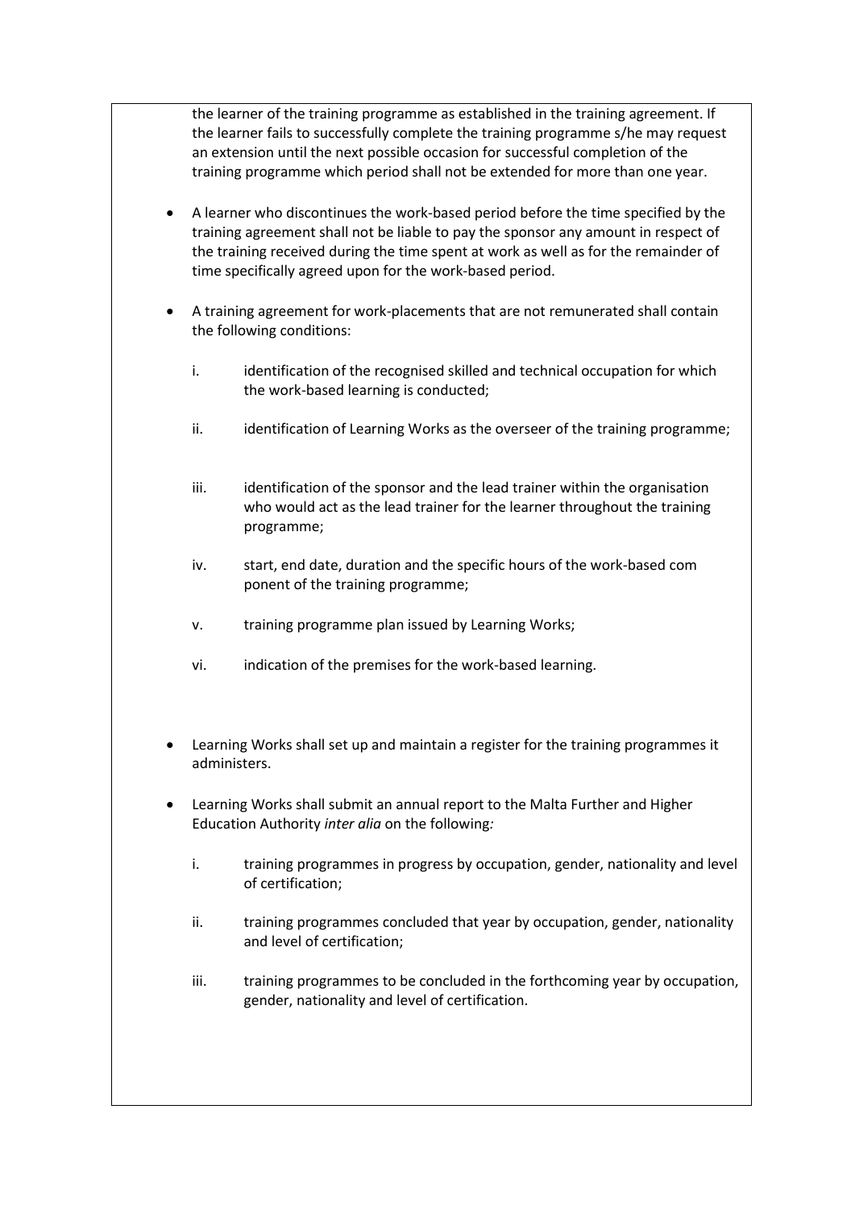the learner of the training programme as established in the training agreement. If the learner fails to successfully complete the training programme s/he may request an extension until the next possible occasion for successful completion of the training programme which period shall not be extended for more than one year.

- A learner who discontinues the work-based period before the time specified by the training agreement shall not be liable to pay the sponsor any amount in respect of the training received during the time spent at work as well as for the remainder of time specifically agreed upon for the work-based period.

- A training agreement for work-placements that are not remunerated shall contain the following conditions:

    i. identification of the recognised skilled and technical occupation for which the work-based learning is conducted;

    ii. identification of Learning Works as the overseer of the training programme;

    iii. identification of the sponsor and the lead trainer within the organisation who would act as the lead trainer for the learner throughout the training programme;

    iv. start, end date, duration and the specific hours of the work-based com ponent of the training programme;

    v. training programme plan issued by Learning Works;

    vi. indication of the premises for the work-based learning.

- Learning Works shall set up and maintain a register for the training programmes it administers.

- Learning Works shall submit an annual report to the Malta Further and Higher Education Authority *inter alia* on the following*:*

    i. training programmes in progress by occupation, gender, nationality and level of certification;

    ii. training programmes concluded that year by occupation, gender, nationality and level of certification;

    iii. training programmes to be concluded in the forthcoming year by occupation, gender, nationality and level of certification.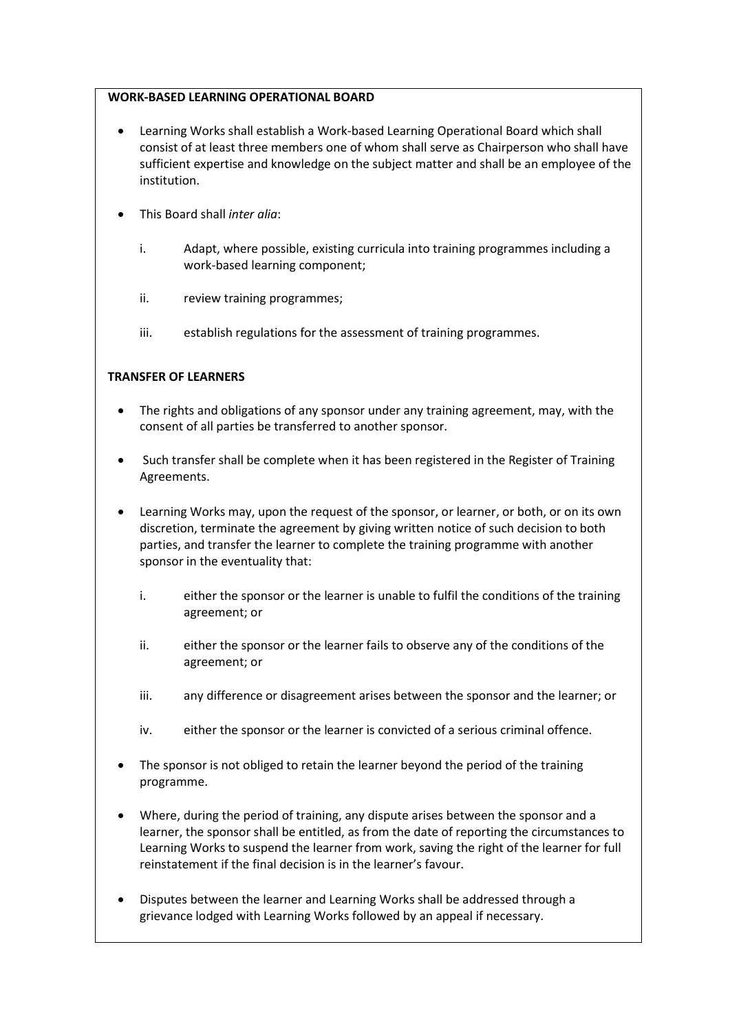**WORK-BASED LEARNING OPERATIONAL BOARD**

- Learning Works shall establish a Work-based Learning Operational Board which shall consist of at least three members one of whom shall serve as Chairperson who shall have sufficient expertise and knowledge on the subject matter and shall be an employee of the institution.
- This Board shall *inter alia*:
    i. Adapt, where possible, existing curricula into training programmes including a work-based learning component;
    ii. review training programmes;
    iii. establish regulations for the assessment of training programmes.

**TRANSFER OF LEARNERS**

- The rights and obligations of any sponsor under any training agreement, may, with the consent of all parties be transferred to another sponsor.
- Such transfer shall be complete when it has been registered in the Register of Training Agreements.
- Learning Works may, upon the request of the sponsor, or learner, or both, or on its own discretion, terminate the agreement by giving written notice of such decision to both parties, and transfer the learner to complete the training programme with another sponsor in the eventuality that:
    i. either the sponsor or the learner is unable to fulfil the conditions of the training agreement; or
    ii. either the sponsor or the learner fails to observe any of the conditions of the agreement; or
    iii. any difference or disagreement arises between the sponsor and the learner; or
    iv. either the sponsor or the learner is convicted of a serious criminal offence.
- The sponsor is not obliged to retain the learner beyond the period of the training programme.
- Where, during the period of training, any dispute arises between the sponsor and a learner, the sponsor shall be entitled, as from the date of reporting the circumstances to Learning Works to suspend the learner from work, saving the right of the learner for full reinstatement if the final decision is in the learner's favour.
- Disputes between the learner and Learning Works shall be addressed through a grievance lodged with Learning Works followed by an appeal if necessary.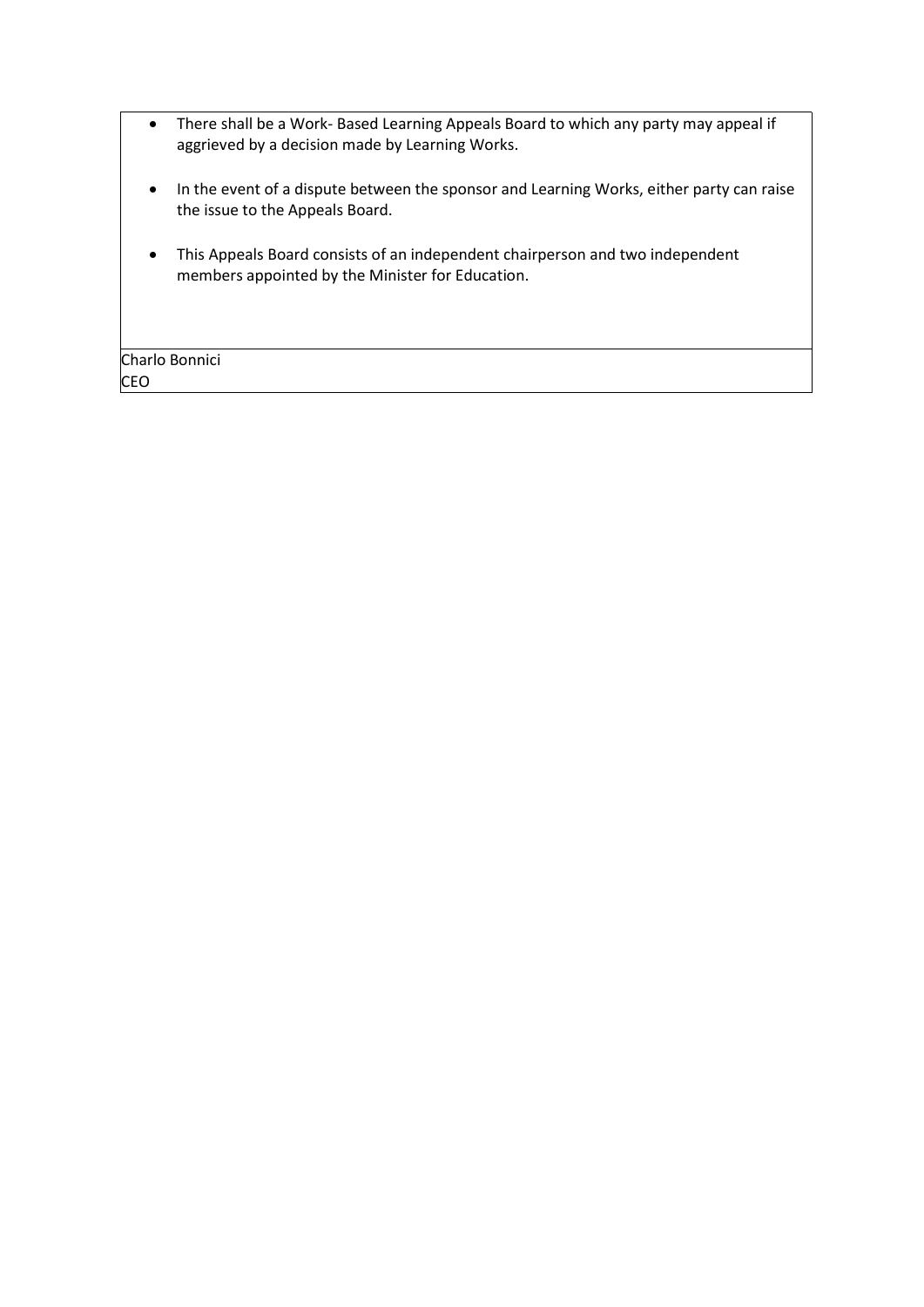- There shall be a Work- Based Learning Appeals Board to which any party may appeal if aggrieved by a decision made by Learning Works.
- In the event of a dispute between the sponsor and Learning Works, either party can raise the issue to the Appeals Board.
- This Appeals Board consists of an independent chairperson and two independent members appointed by the Minister for Education.

Charlo Bonnici
CEO